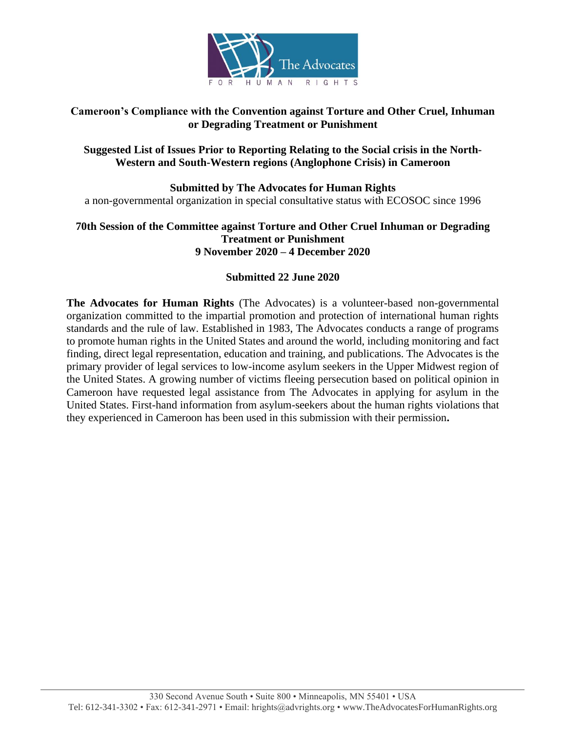**Cameroon's Compliance with the Convention against Torture and Other Cruel, Inhuman or Degrading Treatment or Punishment**

**Suggested List of Issues Prior to Reporting Relating to the Social crisis in the North-Western and South-Western regions (Anglophone Crisis) in Cameroon**

**Submitted by The Advocates for Human Rights**
a non-governmental organization in special consultative status with ECOSOC since 1996

**70th Session of the Committee against Torture and Other Cruel Inhuman or Degrading Treatment or Punishment**
**9 November 2020 – 4 December 2020**

**Submitted 22 June 2020**

**The Advocates for Human Rights** (The Advocates) is a volunteer-based non-governmental organization committed to the impartial promotion and protection of international human rights standards and the rule of law. Established in 1983, The Advocates conducts a range of programs to promote human rights in the United States and around the world, including monitoring and fact finding, direct legal representation, education and training, and publications. The Advocates is the primary provider of legal services to low-income asylum seekers in the Upper Midwest region of the United States. A growing number of victims fleeing persecution based on political opinion in Cameroon have requested legal assistance from The Advocates in applying for asylum in the United States. First-hand information from asylum-seekers about the human rights violations that they experienced in Cameroon has been used in this submission with their permission**.**

330 Second Avenue South • Suite 800 • Minneapolis, MN 55401 • USA
Tel: 612-341-3302 • Fax: 612-341-2971 • Email: hrights@advrights.org • www.TheAdvocatesForHumanRights.org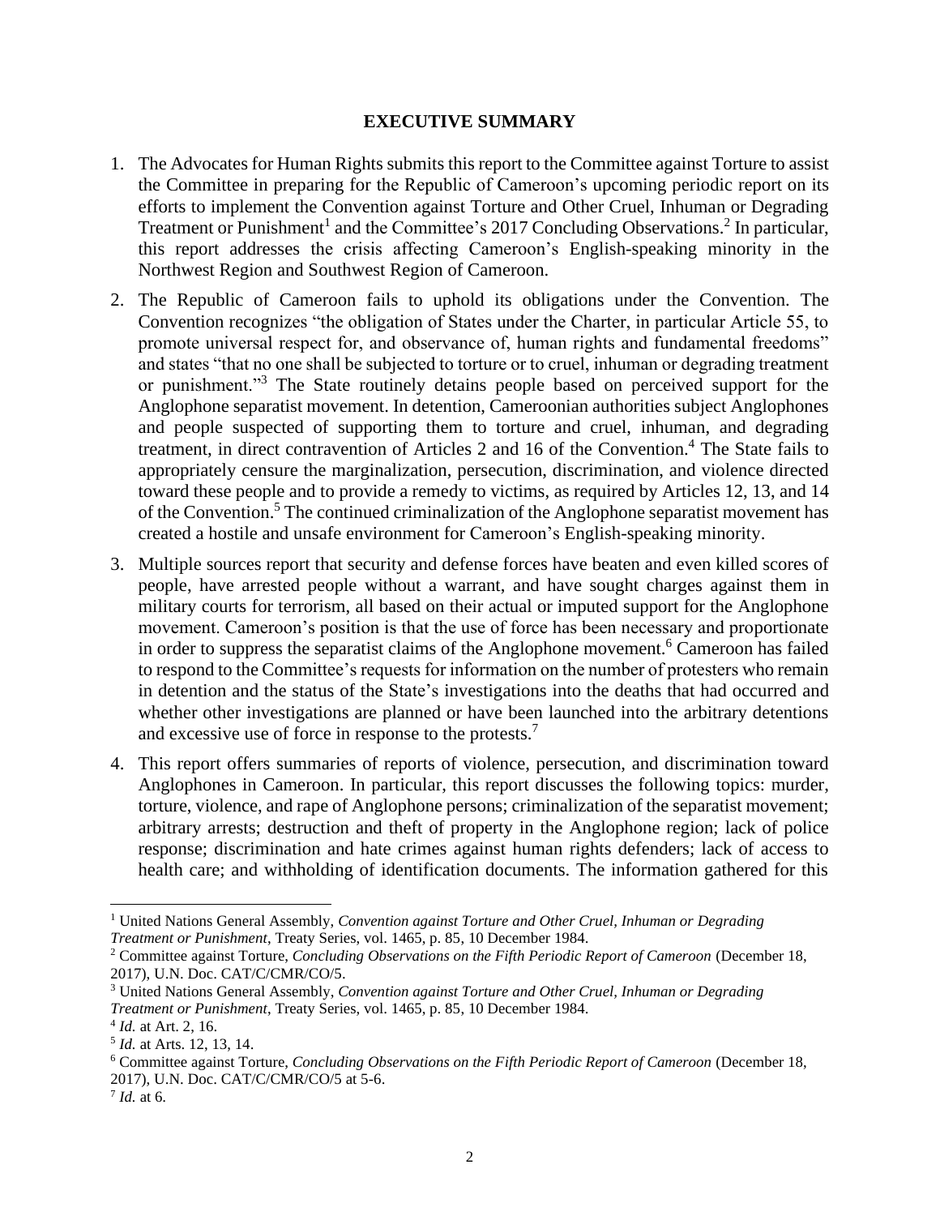## EXECUTIVE SUMMARY

1. The Advocates for Human Rights submits this report to the Committee against Torture to assist the Committee in preparing for the Republic of Cameroon's upcoming periodic report on its efforts to implement the Convention against Torture and Other Cruel, Inhuman or Degrading Treatment or Punishment[1] and the Committee's 2017 Concluding Observations.[2] In particular, this report addresses the crisis affecting Cameroon's English-speaking minority in the Northwest Region and Southwest Region of Cameroon.

2. The Republic of Cameroon fails to uphold its obligations under the Convention. The Convention recognizes "the obligation of States under the Charter, in particular Article 55, to promote universal respect for, and observance of, human rights and fundamental freedoms" and states "that no one shall be subjected to torture or to cruel, inhuman or degrading treatment or punishment."[3] The State routinely detains people based on perceived support for the Anglophone separatist movement. In detention, Cameroonian authorities subject Anglophones and people suspected of supporting them to torture and cruel, inhuman, and degrading treatment, in direct contravention of Articles 2 and 16 of the Convention.[4] The State fails to appropriately censure the marginalization, persecution, discrimination, and violence directed toward these people and to provide a remedy to victims, as required by Articles 12, 13, and 14 of the Convention.[5] The continued criminalization of the Anglophone separatist movement has created a hostile and unsafe environment for Cameroon's English-speaking minority.

3. Multiple sources report that security and defense forces have beaten and even killed scores of people, have arrested people without a warrant, and have sought charges against them in military courts for terrorism, all based on their actual or imputed support for the Anglophone movement. Cameroon's position is that the use of force has been necessary and proportionate in order to suppress the separatist claims of the Anglophone movement.[6] Cameroon has failed to respond to the Committee's requests for information on the number of protesters who remain in detention and the status of the State's investigations into the deaths that had occurred and whether other investigations are planned or have been launched into the arbitrary detentions and excessive use of force in response to the protests.[7]

4. This report offers summaries of reports of violence, persecution, and discrimination toward Anglophones in Cameroon. In particular, this report discusses the following topics: murder, torture, violence, and rape of Anglophone persons; criminalization of the separatist movement; arbitrary arrests; destruction and theft of property in the Anglophone region; lack of police response; discrimination and hate crimes against human rights defenders; lack of access to health care; and withholding of identification documents. The information gathered for this

---

[1] United Nations General Assembly, *Convention against Torture and Other Cruel, Inhuman or Degrading Treatment or Punishment*, Treaty Series, vol. 1465, p. 85, 10 December 1984.

[2] Committee against Torture, *Concluding Observations on the Fifth Periodic Report of Cameroon* (December 18, 2017), U.N. Doc. CAT/C/CMR/CO/5.

[3] United Nations General Assembly, *Convention against Torture and Other Cruel, Inhuman or Degrading Treatment or Punishment*, Treaty Series, vol. 1465, p. 85, 10 December 1984.

[4] *Id.* at Art. 2, 16.

[5] *Id.* at Arts. 12, 13, 14.

[6] Committee against Torture, *Concluding Observations on the Fifth Periodic Report of Cameroon* (December 18, 2017), U.N. Doc. CAT/C/CMR/CO/5 at 5-6.

[7] *Id.* at 6.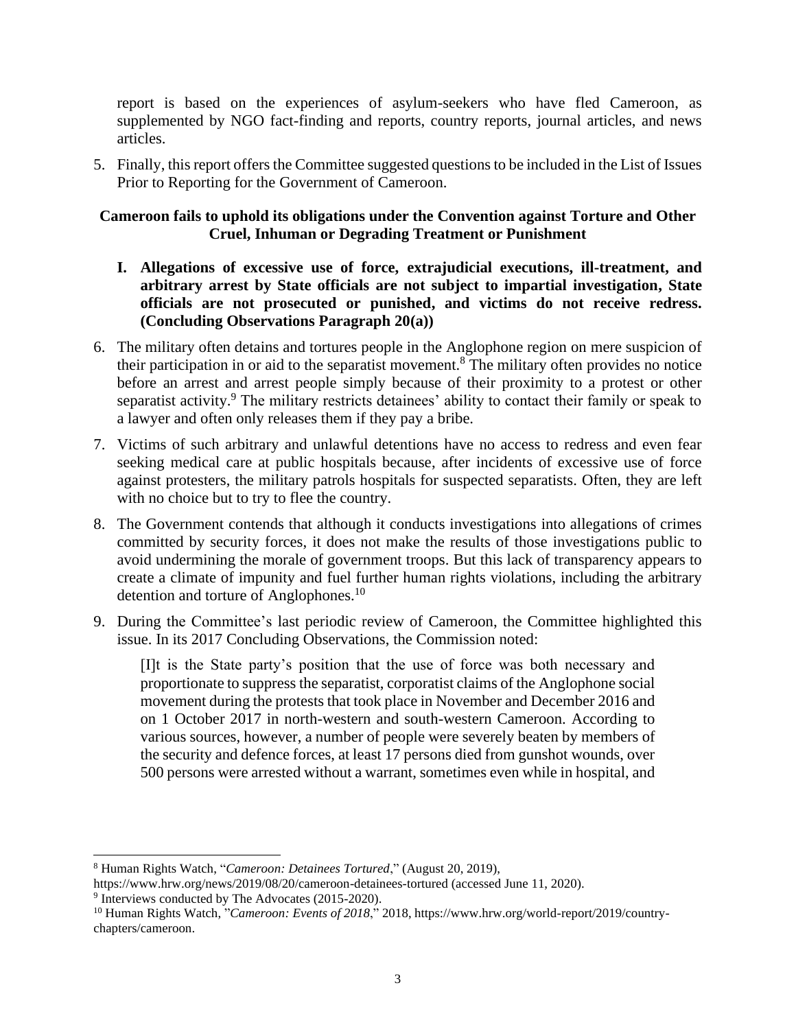report is based on the experiences of asylum-seekers who have fled Cameroon, as supplemented by NGO fact-finding and reports, country reports, journal articles, and news articles.

5. Finally, this report offers the Committee suggested questions to be included in the List of Issues Prior to Reporting for the Government of Cameroon.

## Cameroon fails to uphold its obligations under the Convention against Torture and Other Cruel, Inhuman or Degrading Treatment or Punishment

### I. Allegations of excessive use of force, extrajudicial executions, ill-treatment, and arbitrary arrest by State officials are not subject to impartial investigation, State officials are not prosecuted or punished, and victims do not receive redress. (Concluding Observations Paragraph 20(a))

6. The military often detains and tortures people in the Anglophone region on mere suspicion of their participation in or aid to the separatist movement.[8] The military often provides no notice before an arrest and arrest people simply because of their proximity to a protest or other separatist activity.[9] The military restricts detainees' ability to contact their family or speak to a lawyer and often only releases them if they pay a bribe.

7. Victims of such arbitrary and unlawful detentions have no access to redress and even fear seeking medical care at public hospitals because, after incidents of excessive use of force against protesters, the military patrols hospitals for suspected separatists. Often, they are left with no choice but to try to flee the country.

8. The Government contends that although it conducts investigations into allegations of crimes committed by security forces, it does not make the results of those investigations public to avoid undermining the morale of government troops. But this lack of transparency appears to create a climate of impunity and fuel further human rights violations, including the arbitrary detention and torture of Anglophones.[10]

9. During the Committee's last periodic review of Cameroon, the Committee highlighted this issue. In its 2017 Concluding Observations, the Commission noted:

   > [I]t is the State party's position that the use of force was both necessary and proportionate to suppress the separatist, corporatist claims of the Anglophone social movement during the protests that took place in November and December 2016 and on 1 October 2017 in north-western and south-western Cameroon. According to various sources, however, a number of people were severely beaten by members of the security and defence forces, at least 17 persons died from gunshot wounds, over 500 persons were arrested without a warrant, sometimes even while in hospital, and

---

[8] Human Rights Watch, "*Cameroon: Detainees Tortured*," (August 20, 2019), https://www.hrw.org/news/2019/08/20/cameroon-detainees-tortured (accessed June 11, 2020).

[9] Interviews conducted by The Advocates (2015-2020).

[10] Human Rights Watch, "*Cameroon: Events of 2018*," 2018, https://www.hrw.org/world-report/2019/country-chapters/cameroon.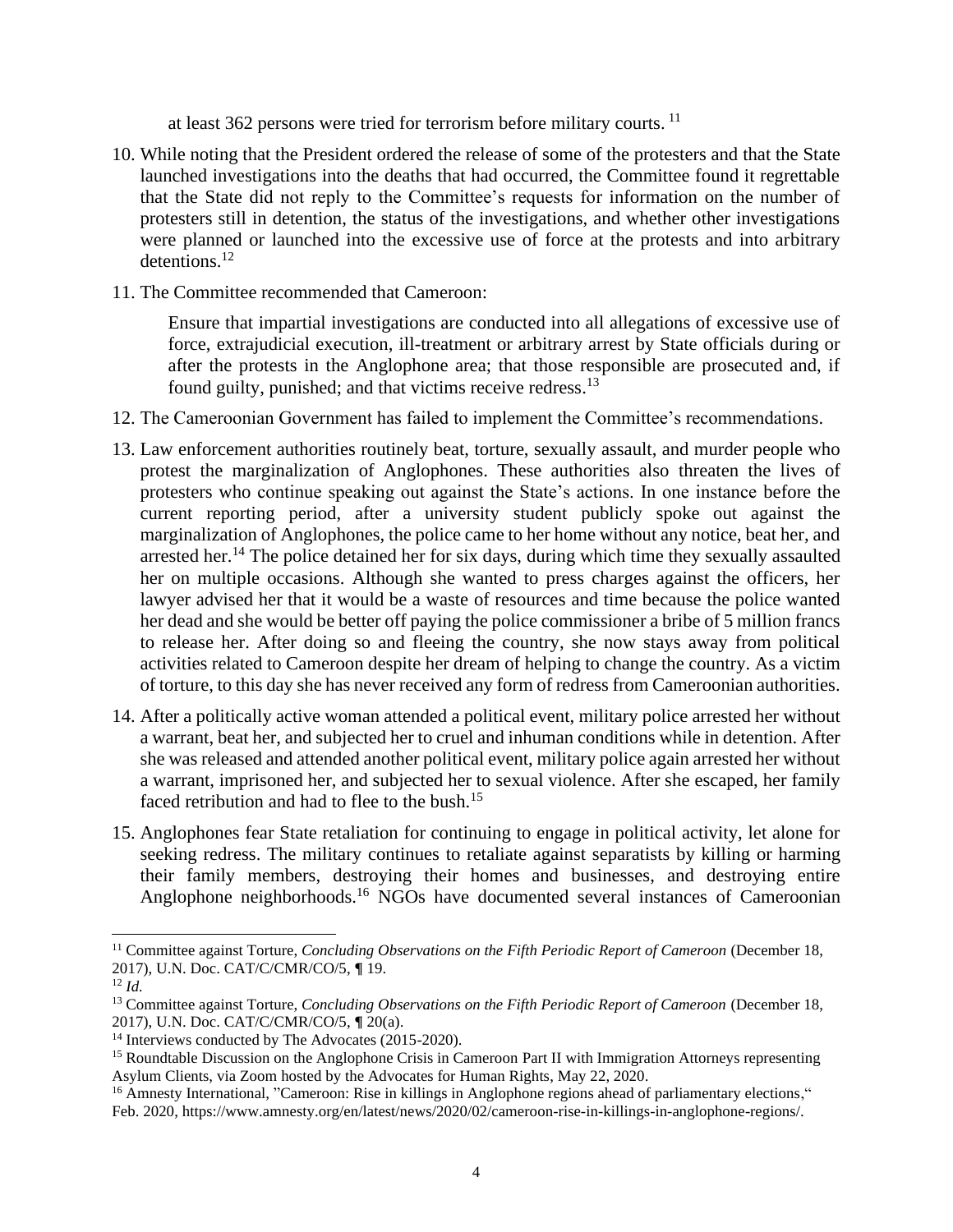at least 362 persons were tried for terrorism before military courts.[11]

10. While noting that the President ordered the release of some of the protesters and that the State launched investigations into the deaths that had occurred, the Committee found it regrettable that the State did not reply to the Committee's requests for information on the number of protesters still in detention, the status of the investigations, and whether other investigations were planned or launched into the excessive use of force at the protests and into arbitrary detentions.[12]

11. The Committee recommended that Cameroon:

> Ensure that impartial investigations are conducted into all allegations of excessive use of force, extrajudicial execution, ill-treatment or arbitrary arrest by State officials during or after the protests in the Anglophone area; that those responsible are prosecuted and, if found guilty, punished; and that victims receive redress.[13]

12. The Cameroonian Government has failed to implement the Committee's recommendations.

13. Law enforcement authorities routinely beat, torture, sexually assault, and murder people who protest the marginalization of Anglophones. These authorities also threaten the lives of protesters who continue speaking out against the State's actions. In one instance before the current reporting period, after a university student publicly spoke out against the marginalization of Anglophones, the police came to her home without any notice, beat her, and arrested her.[14] The police detained her for six days, during which time they sexually assaulted her on multiple occasions. Although she wanted to press charges against the officers, her lawyer advised her that it would be a waste of resources and time because the police wanted her dead and she would be better off paying the police commissioner a bribe of 5 million francs to release her. After doing so and fleeing the country, she now stays away from political activities related to Cameroon despite her dream of helping to change the country. As a victim of torture, to this day she has never received any form of redress from Cameroonian authorities.

14. After a politically active woman attended a political event, military police arrested her without a warrant, beat her, and subjected her to cruel and inhuman conditions while in detention. After she was released and attended another political event, military police again arrested her without a warrant, imprisoned her, and subjected her to sexual violence. After she escaped, her family faced retribution and had to flee to the bush.[15]

15. Anglophones fear State retaliation for continuing to engage in political activity, let alone for seeking redress. The military continues to retaliate against separatists by killing or harming their family members, destroying their homes and businesses, and destroying entire Anglophone neighborhoods.[16] NGOs have documented several instances of Cameroonian

---

[11] Committee against Torture, *Concluding Observations on the Fifth Periodic Report of Cameroon* (December 18, 2017), U.N. Doc. CAT/C/CMR/CO/5, ¶ 19.

[12] *Id.*

[13] Committee against Torture, *Concluding Observations on the Fifth Periodic Report of Cameroon* (December 18, 2017), U.N. Doc. CAT/C/CMR/CO/5, ¶ 20(a).

[14] Interviews conducted by The Advocates (2015-2020).

[15] Roundtable Discussion on the Anglophone Crisis in Cameroon Part II with Immigration Attorneys representing Asylum Clients, via Zoom hosted by the Advocates for Human Rights, May 22, 2020.

[16] Amnesty International, "Cameroon: Rise in killings in Anglophone regions ahead of parliamentary elections," Feb. 2020, https://www.amnesty.org/en/latest/news/2020/02/cameroon-rise-in-killings-in-anglophone-regions/.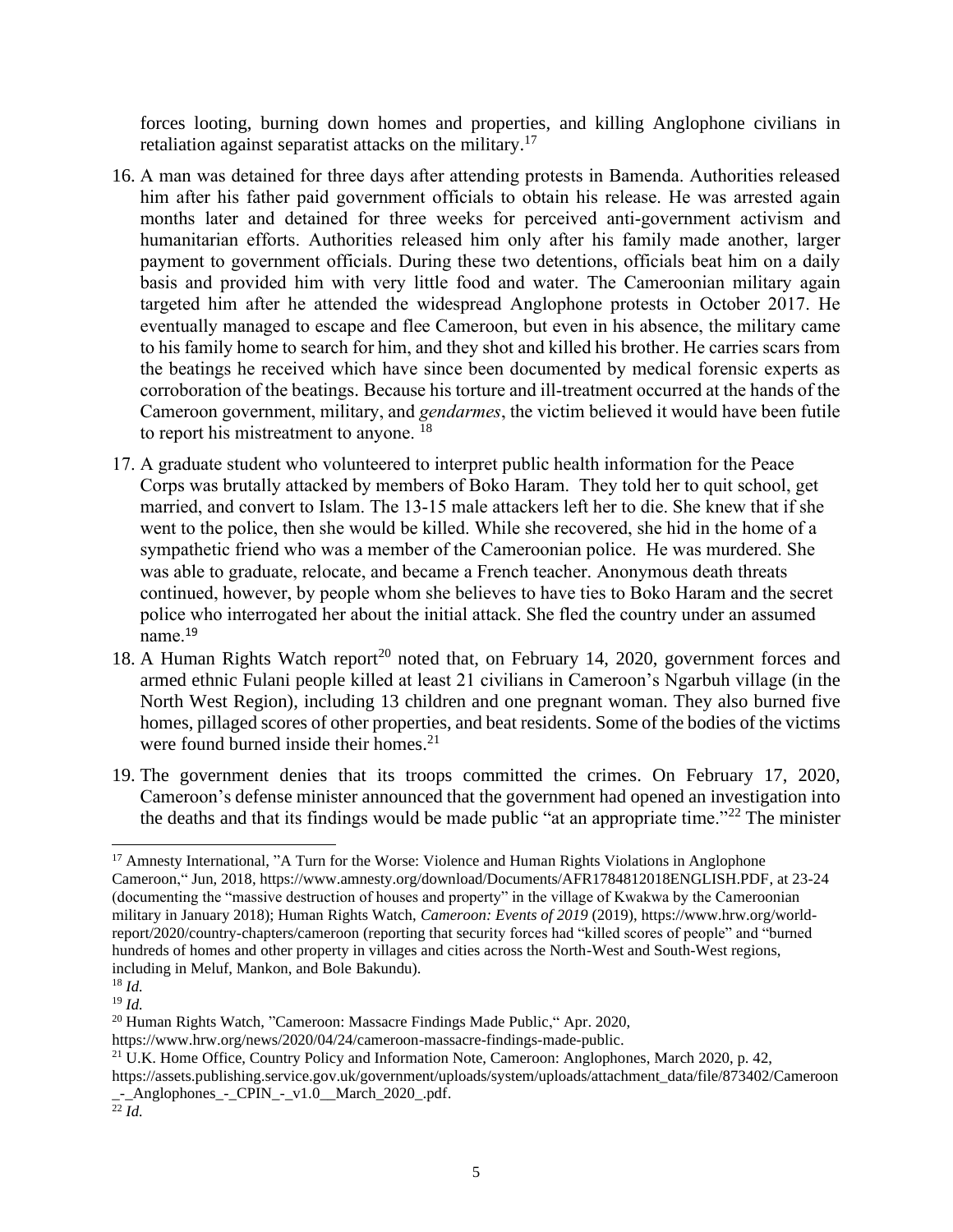forces looting, burning down homes and properties, and killing Anglophone civilians in retaliation against separatist attacks on the military.[17]

16. A man was detained for three days after attending protests in Bamenda. Authorities released him after his father paid government officials to obtain his release. He was arrested again months later and detained for three weeks for perceived anti-government activism and humanitarian efforts. Authorities released him only after his family made another, larger payment to government officials. During these two detentions, officials beat him on a daily basis and provided him with very little food and water. The Cameroonian military again targeted him after he attended the widespread Anglophone protests in October 2017. He eventually managed to escape and flee Cameroon, but even in his absence, the military came to his family home to search for him, and they shot and killed his brother. He carries scars from the beatings he received which have since been documented by medical forensic experts as corroboration of the beatings. Because his torture and ill-treatment occurred at the hands of the Cameroon government, military, and *gendarmes*, the victim believed it would have been futile to report his mistreatment to anyone. [18]

17. A graduate student who volunteered to interpret public health information for the Peace Corps was brutally attacked by members of Boko Haram. They told her to quit school, get married, and convert to Islam. The 13-15 male attackers left her to die. She knew that if she went to the police, then she would be killed. While she recovered, she hid in the home of a sympathetic friend who was a member of the Cameroonian police. He was murdered. She was able to graduate, relocate, and became a French teacher. Anonymous death threats continued, however, by people whom she believes to have ties to Boko Haram and the secret police who interrogated her about the initial attack. She fled the country under an assumed name.[19]

18. A Human Rights Watch report[20] noted that, on February 14, 2020, government forces and armed ethnic Fulani people killed at least 21 civilians in Cameroon's Ngarbuh village (in the North West Region), including 13 children and one pregnant woman. They also burned five homes, pillaged scores of other properties, and beat residents. Some of the bodies of the victims were found burned inside their homes.[21]

19. The government denies that its troops committed the crimes. On February 17, 2020, Cameroon's defense minister announced that the government had opened an investigation into the deaths and that its findings would be made public "at an appropriate time."[22] The minister

---

[17] Amnesty International, "A Turn for the Worse: Violence and Human Rights Violations in Anglophone Cameroon," Jun, 2018, https://www.amnesty.org/download/Documents/AFR1784812018ENGLISH.PDF, at 23-24 (documenting the "massive destruction of houses and property" in the village of Kwakwa by the Cameroonian military in January 2018); Human Rights Watch, *Cameroon: Events of 2019* (2019), https://www.hrw.org/world-report/2020/country-chapters/cameroon (reporting that security forces had "killed scores of people" and "burned hundreds of homes and other property in villages and cities across the North-West and South-West regions, including in Meluf, Mankon, and Bole Bakundu).

[18] *Id.*

[19] *Id.*

[20] Human Rights Watch, "Cameroon: Massacre Findings Made Public," Apr. 2020, https://www.hrw.org/news/2020/04/24/cameroon-massacre-findings-made-public.

[21] U.K. Home Office, Country Policy and Information Note, Cameroon: Anglophones, March 2020, p. 42, https://assets.publishing.service.gov.uk/government/uploads/system/uploads/attachment_data/file/873402/Cameroon_-_Anglophones_-_CPIN_-_v1.0__March_2020_.pdf.

[22] *Id.*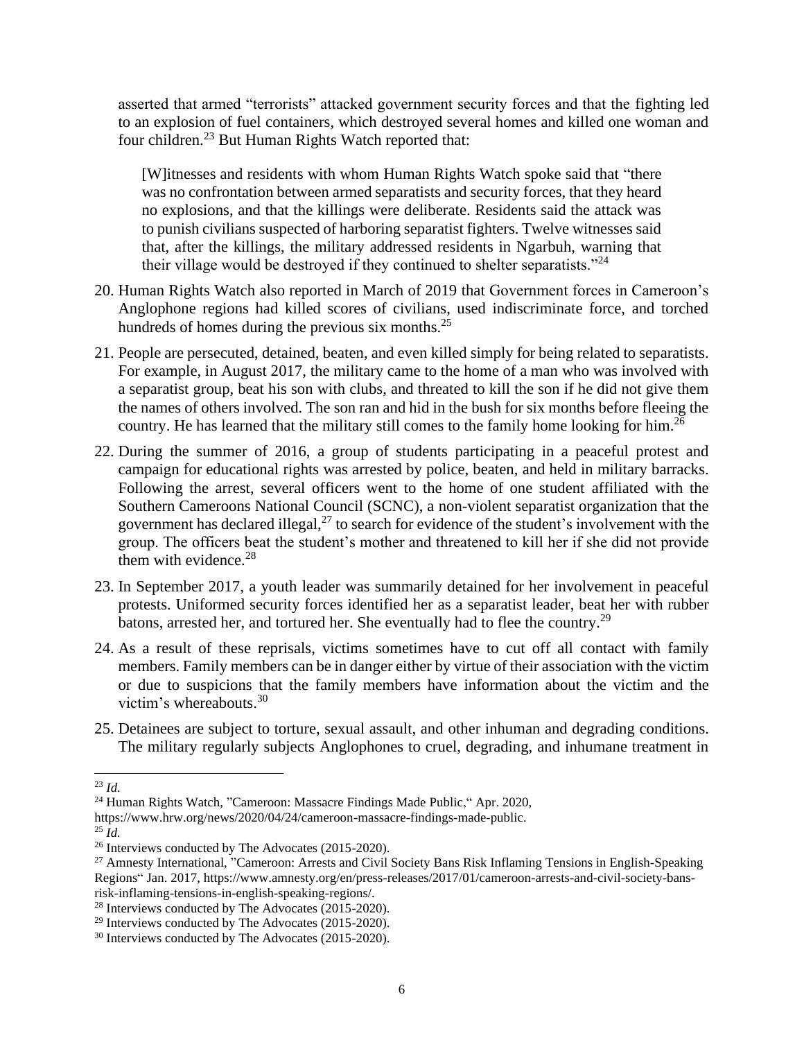asserted that armed "terrorists" attacked government security forces and that the fighting led to an explosion of fuel containers, which destroyed several homes and killed one woman and four children.[23] But Human Rights Watch reported that:

> [W]itnesses and residents with whom Human Rights Watch spoke said that "there was no confrontation between armed separatists and security forces, that they heard no explosions, and that the killings were deliberate. Residents said the attack was to punish civilians suspected of harboring separatist fighters. Twelve witnesses said that, after the killings, the military addressed residents in Ngarbuh, warning that their village would be destroyed if they continued to shelter separatists."[24]

20. Human Rights Watch also reported in March of 2019 that Government forces in Cameroon's Anglophone regions had killed scores of civilians, used indiscriminate force, and torched hundreds of homes during the previous six months.[25]

21. People are persecuted, detained, beaten, and even killed simply for being related to separatists. For example, in August 2017, the military came to the home of a man who was involved with a separatist group, beat his son with clubs, and threated to kill the son if he did not give them the names of others involved. The son ran and hid in the bush for six months before fleeing the country. He has learned that the military still comes to the family home looking for him.[26]

22. During the summer of 2016, a group of students participating in a peaceful protest and campaign for educational rights was arrested by police, beaten, and held in military barracks. Following the arrest, several officers went to the home of one student affiliated with the Southern Cameroons National Council (SCNC), a non-violent separatist organization that the government has declared illegal,[27] to search for evidence of the student's involvement with the group. The officers beat the student's mother and threatened to kill her if she did not provide them with evidence.[28]

23. In September 2017, a youth leader was summarily detained for her involvement in peaceful protests. Uniformed security forces identified her as a separatist leader, beat her with rubber batons, arrested her, and tortured her. She eventually had to flee the country.[29]

24. As a result of these reprisals, victims sometimes have to cut off all contact with family members. Family members can be in danger either by virtue of their association with the victim or due to suspicions that the family members have information about the victim and the victim's whereabouts.[30]

25. Detainees are subject to torture, sexual assault, and other inhuman and degrading conditions. The military regularly subjects Anglophones to cruel, degrading, and inhumane treatment in

---

[23] *Id.*

[24] Human Rights Watch, "Cameroon: Massacre Findings Made Public," Apr. 2020, https://www.hrw.org/news/2020/04/24/cameroon-massacre-findings-made-public.

[25] *Id.*

[26] Interviews conducted by The Advocates (2015-2020).

[27] Amnesty International, "Cameroon: Arrests and Civil Society Bans Risk Inflaming Tensions in English-Speaking Regions" Jan. 2017, https://www.amnesty.org/en/press-releases/2017/01/cameroon-arrests-and-civil-society-bans-risk-inflaming-tensions-in-english-speaking-regions/.

[28] Interviews conducted by The Advocates (2015-2020).

[29] Interviews conducted by The Advocates (2015-2020).

[30] Interviews conducted by The Advocates (2015-2020).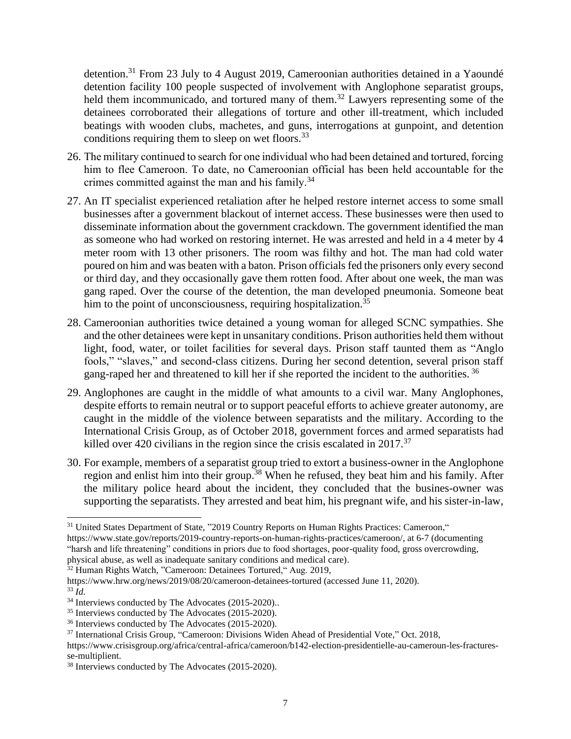detention.[31] From 23 July to 4 August 2019, Cameroonian authorities detained in a Yaoundé detention facility 100 people suspected of involvement with Anglophone separatist groups, held them incommunicado, and tortured many of them.[32] Lawyers representing some of the detainees corroborated their allegations of torture and other ill-treatment, which included beatings with wooden clubs, machetes, and guns, interrogations at gunpoint, and detention conditions requiring them to sleep on wet floors.[33]

26. The military continued to search for one individual who had been detained and tortured, forcing him to flee Cameroon. To date, no Cameroonian official has been held accountable for the crimes committed against the man and his family.[34]

27. An IT specialist experienced retaliation after he helped restore internet access to some small businesses after a government blackout of internet access. These businesses were then used to disseminate information about the government crackdown. The government identified the man as someone who had worked on restoring internet. He was arrested and held in a 4 meter by 4 meter room with 13 other prisoners. The room was filthy and hot. The man had cold water poured on him and was beaten with a baton. Prison officials fed the prisoners only every second or third day, and they occasionally gave them rotten food. After about one week, the man was gang raped. Over the course of the detention, the man developed pneumonia. Someone beat him to the point of unconsciousness, requiring hospitalization.[35]

28. Cameroonian authorities twice detained a young woman for alleged SCNC sympathies. She and the other detainees were kept in unsanitary conditions. Prison authorities held them without light, food, water, or toilet facilities for several days. Prison staff taunted them as "Anglo fools," "slaves," and second-class citizens. During her second detention, several prison staff gang-raped her and threatened to kill her if she reported the incident to the authorities. [36]

29. Anglophones are caught in the middle of what amounts to a civil war. Many Anglophones, despite efforts to remain neutral or to support peaceful efforts to achieve greater autonomy, are caught in the middle of the violence between separatists and the military. According to the International Crisis Group, as of October 2018, government forces and armed separatists had killed over 420 civilians in the region since the crisis escalated in 2017.[37]

30. For example, members of a separatist group tried to extort a business-owner in the Anglophone region and enlist him into their group.[38] When he refused, they beat him and his family. After the military police heard about the incident, they concluded that the busines-owner was supporting the separatists. They arrested and beat him, his pregnant wife, and his sister-in-law,

---

[31] United States Department of State, "2019 Country Reports on Human Rights Practices: Cameroon," https://www.state.gov/reports/2019-country-reports-on-human-rights-practices/cameroon/, at 6-7 (documenting "harsh and life threatening" conditions in priors due to food shortages, poor-quality food, gross overcrowding, physical abuse, as well as inadequate sanitary conditions and medical care).

[32] Human Rights Watch, "Cameroon: Detainees Tortured," Aug. 2019, https://www.hrw.org/news/2019/08/20/cameroon-detainees-tortured (accessed June 11, 2020).

[33] *Id.*

[34] Interviews conducted by The Advocates (2015-2020)..

[35] Interviews conducted by The Advocates (2015-2020).

[36] Interviews conducted by The Advocates (2015-2020).

[37] International Crisis Group, "Cameroon: Divisions Widen Ahead of Presidential Vote," Oct. 2018, https://www.crisisgroup.org/africa/central-africa/cameroon/b142-election-presidentielle-au-cameroun-les-fractures-se-multiplient.

[38] Interviews conducted by The Advocates (2015-2020).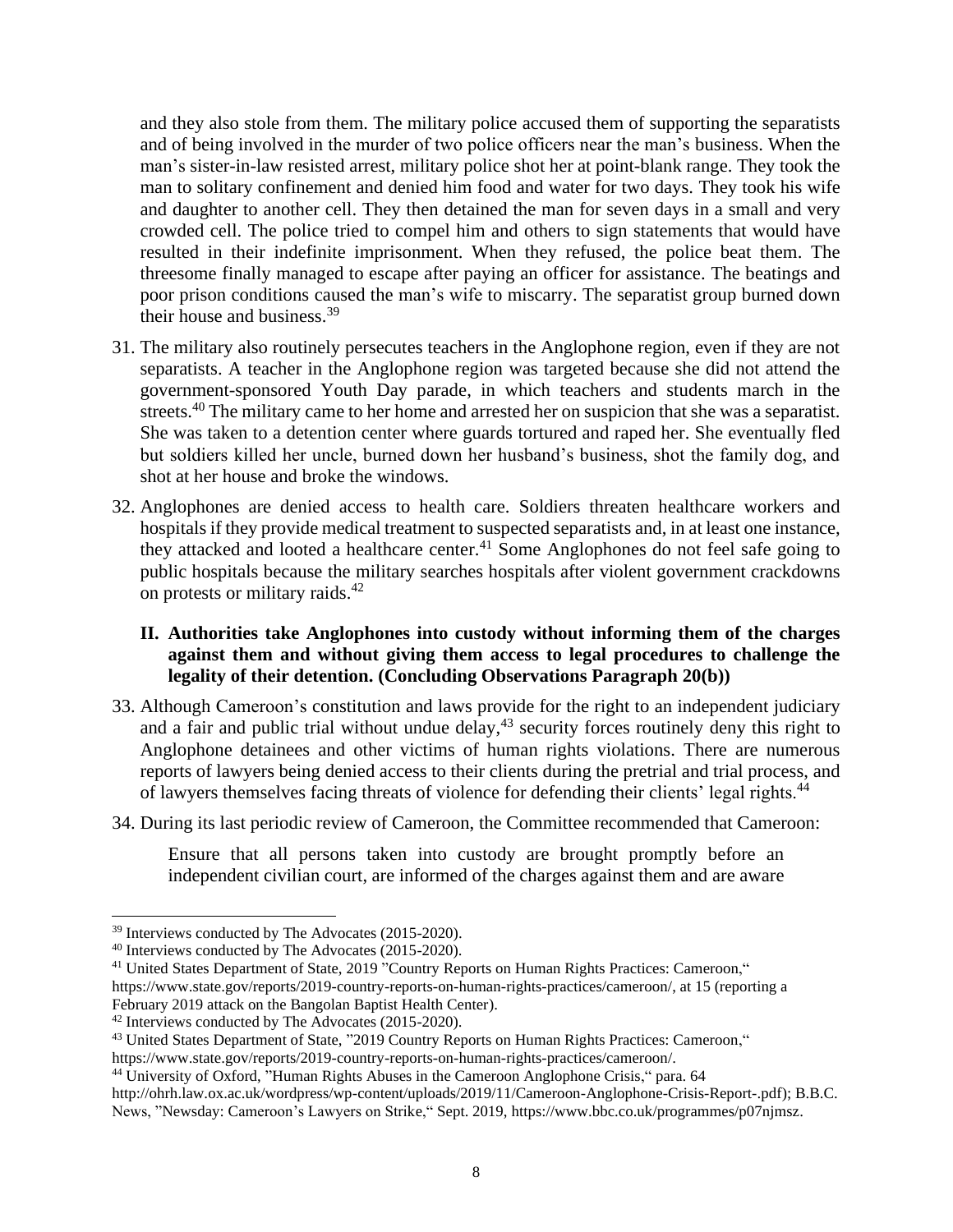and they also stole from them. The military police accused them of supporting the separatists and of being involved in the murder of two police officers near the man's business. When the man's sister-in-law resisted arrest, military police shot her at point-blank range. They took the man to solitary confinement and denied him food and water for two days. They took his wife and daughter to another cell. They then detained the man for seven days in a small and very crowded cell. The police tried to compel him and others to sign statements that would have resulted in their indefinite imprisonment. When they refused, the police beat them. The threesome finally managed to escape after paying an officer for assistance. The beatings and poor prison conditions caused the man's wife to miscarry. The separatist group burned down their house and business.[39]

31. The military also routinely persecutes teachers in the Anglophone region, even if they are not separatists. A teacher in the Anglophone region was targeted because she did not attend the government-sponsored Youth Day parade, in which teachers and students march in the streets.[40] The military came to her home and arrested her on suspicion that she was a separatist. She was taken to a detention center where guards tortured and raped her. She eventually fled but soldiers killed her uncle, burned down her husband's business, shot the family dog, and shot at her house and broke the windows.

32. Anglophones are denied access to health care. Soldiers threaten healthcare workers and hospitals if they provide medical treatment to suspected separatists and, in at least one instance, they attacked and looted a healthcare center.[41] Some Anglophones do not feel safe going to public hospitals because the military searches hospitals after violent government crackdowns on protests or military raids.[42]

## II. Authorities take Anglophones into custody without informing them of the charges against them and without giving them access to legal procedures to challenge the legality of their detention. (Concluding Observations Paragraph 20(b))

33. Although Cameroon's constitution and laws provide for the right to an independent judiciary and a fair and public trial without undue delay,[43] security forces routinely deny this right to Anglophone detainees and other victims of human rights violations. There are numerous reports of lawyers being denied access to their clients during the pretrial and trial process, and of lawyers themselves facing threats of violence for defending their clients' legal rights.[44]

34. During its last periodic review of Cameroon, the Committee recommended that Cameroon:

> Ensure that all persons taken into custody are brought promptly before an independent civilian court, are informed of the charges against them and are aware

---

[39] Interviews conducted by The Advocates (2015-2020).

[40] Interviews conducted by The Advocates (2015-2020).

[41] United States Department of State, 2019 "Country Reports on Human Rights Practices: Cameroon," https://www.state.gov/reports/2019-country-reports-on-human-rights-practices/cameroon/, at 15 (reporting a February 2019 attack on the Bangolan Baptist Health Center).

[42] Interviews conducted by The Advocates (2015-2020).

[43] United States Department of State, "2019 Country Reports on Human Rights Practices: Cameroon," https://www.state.gov/reports/2019-country-reports-on-human-rights-practices/cameroon/.

[44] University of Oxford, "Human Rights Abuses in the Cameroon Anglophone Crisis," para. 64 http://ohrh.law.ox.ac.uk/wordpress/wp-content/uploads/2019/11/Cameroon-Anglophone-Crisis-Report-.pdf); B.B.C. News, "Newsday: Cameroon's Lawyers on Strike," Sept. 2019, https://www.bbc.co.uk/programmes/p07njmsz.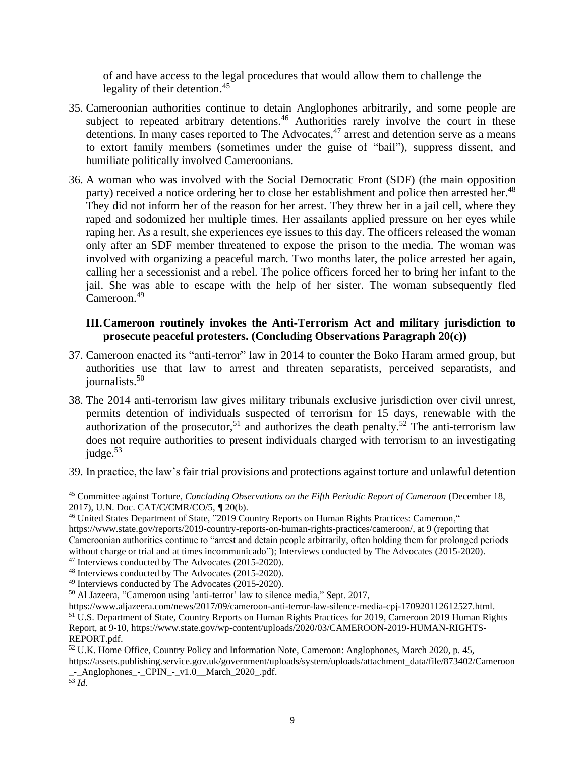of and have access to the legal procedures that would allow them to challenge the legality of their detention.[45]

35. Cameroonian authorities continue to detain Anglophones arbitrarily, and some people are subject to repeated arbitrary detentions.[46] Authorities rarely involve the court in these detentions. In many cases reported to The Advocates,[47] arrest and detention serve as a means to extort family members (sometimes under the guise of "bail"), suppress dissent, and humiliate politically involved Cameroonians.

36. A woman who was involved with the Social Democratic Front (SDF) (the main opposition party) received a notice ordering her to close her establishment and police then arrested her.[48] They did not inform her of the reason for her arrest. They threw her in a jail cell, where they raped and sodomized her multiple times. Her assailants applied pressure on her eyes while raping her. As a result, she experiences eye issues to this day. The officers released the woman only after an SDF member threatened to expose the prison to the media. The woman was involved with organizing a peaceful march. Two months later, the police arrested her again, calling her a secessionist and a rebel. The police officers forced her to bring her infant to the jail. She was able to escape with the help of her sister. The woman subsequently fled Cameroon.[49]

### III. Cameroon routinely invokes the Anti-Terrorism Act and military jurisdiction to prosecute peaceful protesters. (Concluding Observations Paragraph 20(c))

37. Cameroon enacted its "anti-terror" law in 2014 to counter the Boko Haram armed group, but authorities use that law to arrest and threaten separatists, perceived separatists, and journalists.[50]

38. The 2014 anti-terrorism law gives military tribunals exclusive jurisdiction over civil unrest, permits detention of individuals suspected of terrorism for 15 days, renewable with the authorization of the prosecutor,[51] and authorizes the death penalty.[52] The anti-terrorism law does not require authorities to present individuals charged with terrorism to an investigating judge.[53]

39. In practice, the law's fair trial provisions and protections against torture and unlawful detention

---

[45] Committee against Torture, *Concluding Observations on the Fifth Periodic Report of Cameroon* (December 18, 2017), U.N. Doc. CAT/C/CMR/CO/5, ¶ 20(b).

[46] United States Department of State, "2019 Country Reports on Human Rights Practices: Cameroon," https://www.state.gov/reports/2019-country-reports-on-human-rights-practices/cameroon/, at 9 (reporting that Cameroonian authorities continue to "arrest and detain people arbitrarily, often holding them for prolonged periods without charge or trial and at times incommunicado"); Interviews conducted by The Advocates (2015-2020).

[47] Interviews conducted by The Advocates (2015-2020).

[48] Interviews conducted by The Advocates (2015-2020).

[49] Interviews conducted by The Advocates (2015-2020).

[50] Al Jazeera, "Cameroon using 'anti-terror' law to silence media," Sept. 2017, https://www.aljazeera.com/news/2017/09/cameroon-anti-terror-law-silence-media-cpj-170920112612527.html.

[51] U.S. Department of State, Country Reports on Human Rights Practices for 2019, Cameroon 2019 Human Rights Report, at 9-10, https://www.state.gov/wp-content/uploads/2020/03/CAMEROON-2019-HUMAN-RIGHTS-REPORT.pdf.

[52] U.K. Home Office, Country Policy and Information Note, Cameroon: Anglophones, March 2020, p. 45, https://assets.publishing.service.gov.uk/government/uploads/system/uploads/attachment_data/file/873402/Cameroon_-_Anglophones_-_CPIN_-_v1.0__March_2020_.pdf.

[53] *Id.*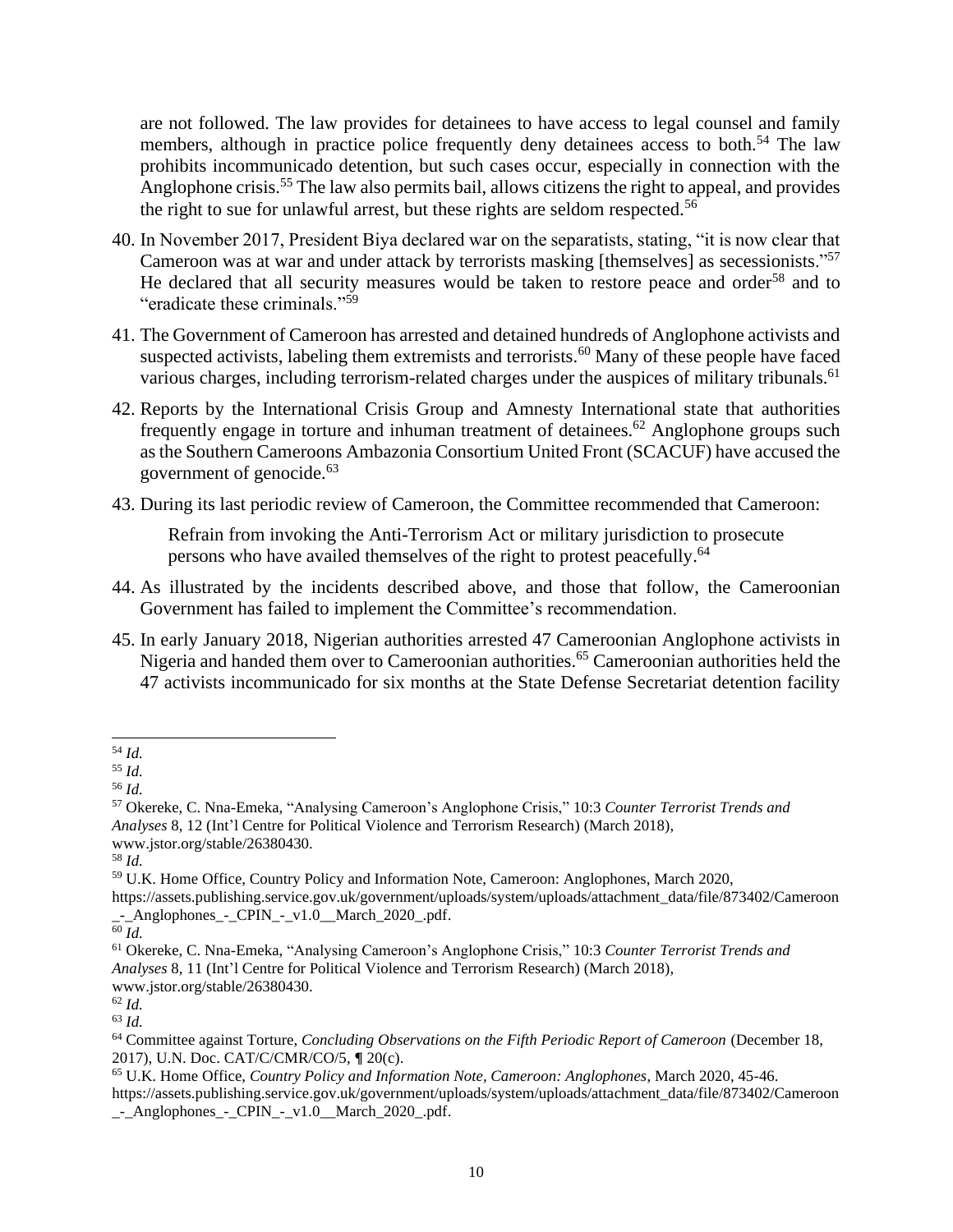are not followed. The law provides for detainees to have access to legal counsel and family members, although in practice police frequently deny detainees access to both.[54] The law prohibits incommunicado detention, but such cases occur, especially in connection with the Anglophone crisis.[55] The law also permits bail, allows citizens the right to appeal, and provides the right to sue for unlawful arrest, but these rights are seldom respected.[56]

40. In November 2017, President Biya declared war on the separatists, stating, "it is now clear that Cameroon was at war and under attack by terrorists masking [themselves] as secessionists."[57] He declared that all security measures would be taken to restore peace and order[58] and to "eradicate these criminals."[59]

41. The Government of Cameroon has arrested and detained hundreds of Anglophone activists and suspected activists, labeling them extremists and terrorists.[60] Many of these people have faced various charges, including terrorism-related charges under the auspices of military tribunals.[61]

42. Reports by the International Crisis Group and Amnesty International state that authorities frequently engage in torture and inhuman treatment of detainees.[62] Anglophone groups such as the Southern Cameroons Ambazonia Consortium United Front (SCACUF) have accused the government of genocide.[63]

43. During its last periodic review of Cameroon, the Committee recommended that Cameroon:

    > Refrain from invoking the Anti-Terrorism Act or military jurisdiction to prosecute persons who have availed themselves of the right to protest peacefully.[64]

44. As illustrated by the incidents described above, and those that follow, the Cameroonian Government has failed to implement the Committee's recommendation.

45. In early January 2018, Nigerian authorities arrested 47 Cameroonian Anglophone activists in Nigeria and handed them over to Cameroonian authorities.[65] Cameroonian authorities held the 47 activists incommunicado for six months at the State Defense Secretariat detention facility

---

[54] *Id.*

[55] *Id.*

[56] *Id.*

[57] Okereke, C. Nna-Emeka, "Analysing Cameroon's Anglophone Crisis," 10:3 *Counter Terrorist Trends and Analyses* 8, 12 (Int'l Centre for Political Violence and Terrorism Research) (March 2018), www.jstor.org/stable/26380430.

[58] *Id.*

[59] U.K. Home Office, Country Policy and Information Note, Cameroon: Anglophones, March 2020, https://assets.publishing.service.gov.uk/government/uploads/system/uploads/attachment_data/file/873402/Cameroon_-_Anglophones_-_CPIN_-_v1.0__March_2020_.pdf.

[60] *Id.*

[61] Okereke, C. Nna-Emeka, "Analysing Cameroon's Anglophone Crisis," 10:3 *Counter Terrorist Trends and Analyses* 8, 11 (Int'l Centre for Political Violence and Terrorism Research) (March 2018), www.jstor.org/stable/26380430.

[62] *Id.*

[63] *Id.*

[64] Committee against Torture, *Concluding Observations on the Fifth Periodic Report of Cameroon* (December 18, 2017), U.N. Doc. CAT/C/CMR/CO/5, ¶ 20(c).

[65] U.K. Home Office, *Country Policy and Information Note, Cameroon: Anglophones*, March 2020, 45-46. https://assets.publishing.service.gov.uk/government/uploads/system/uploads/attachment_data/file/873402/Cameroon_-_Anglophones_-_CPIN_-_v1.0__March_2020_.pdf.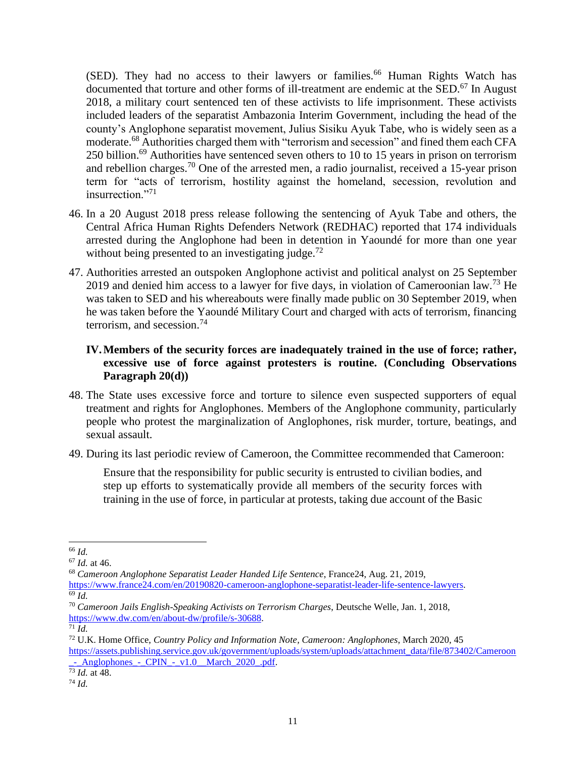(SED). They had no access to their lawyers or families.[66] Human Rights Watch has documented that torture and other forms of ill-treatment are endemic at the SED.[67] In August 2018, a military court sentenced ten of these activists to life imprisonment. These activists included leaders of the separatist Ambazonia Interim Government, including the head of the county's Anglophone separatist movement, Julius Sisiku Ayuk Tabe, who is widely seen as a moderate.[68] Authorities charged them with "terrorism and secession" and fined them each CFA 250 billion.[69] Authorities have sentenced seven others to 10 to 15 years in prison on terrorism and rebellion charges.[70] One of the arrested men, a radio journalist, received a 15-year prison term for "acts of terrorism, hostility against the homeland, secession, revolution and insurrection."[71]

46. In a 20 August 2018 press release following the sentencing of Ayuk Tabe and others, the Central Africa Human Rights Defenders Network (REDHAC) reported that 174 individuals arrested during the Anglophone had been in detention in Yaoundé for more than one year without being presented to an investigating judge.[72]

47. Authorities arrested an outspoken Anglophone activist and political analyst on 25 September 2019 and denied him access to a lawyer for five days, in violation of Cameroonian law.[73] He was taken to SED and his whereabouts were finally made public on 30 September 2019, when he was taken before the Yaoundé Military Court and charged with acts of terrorism, financing terrorism, and secession.[74]

### IV. Members of the security forces are inadequately trained in the use of force; rather, excessive use of force against protesters is routine. (Concluding Observations Paragraph 20(d))

48. The State uses excessive force and torture to silence even suspected supporters of equal treatment and rights for Anglophones. Members of the Anglophone community, particularly people who protest the marginalization of Anglophones, risk murder, torture, beatings, and sexual assault.

49. During its last periodic review of Cameroon, the Committee recommended that Cameroon:

> Ensure that the responsibility for public security is entrusted to civilian bodies, and step up efforts to systematically provide all members of the security forces with training in the use of force, in particular at protests, taking due account of the Basic

---

[66] *Id.*

[67] *Id.* at 46.

[68] *Cameroon Anglophone Separatist Leader Handed Life Sentence*, France24, Aug. 21, 2019, https://www.france24.com/en/20190820-cameroon-anglophone-separatist-leader-life-sentence-lawyers.

[69] *Id.*

[70] *Cameroon Jails English-Speaking Activists on Terrorism Charges*, Deutsche Welle, Jan. 1, 2018, https://www.dw.com/en/about-dw/profile/s-30688.

[71] *Id.*

[72] U.K. Home Office, *Country Policy and Information Note, Cameroon: Anglophones*, March 2020, 45 https://assets.publishing.service.gov.uk/government/uploads/system/uploads/attachment_data/file/873402/Cameroon_-_Anglophones_-_CPIN_-_v1.0__March_2020_.pdf.

[73] *Id.* at 48.

[74] *Id.*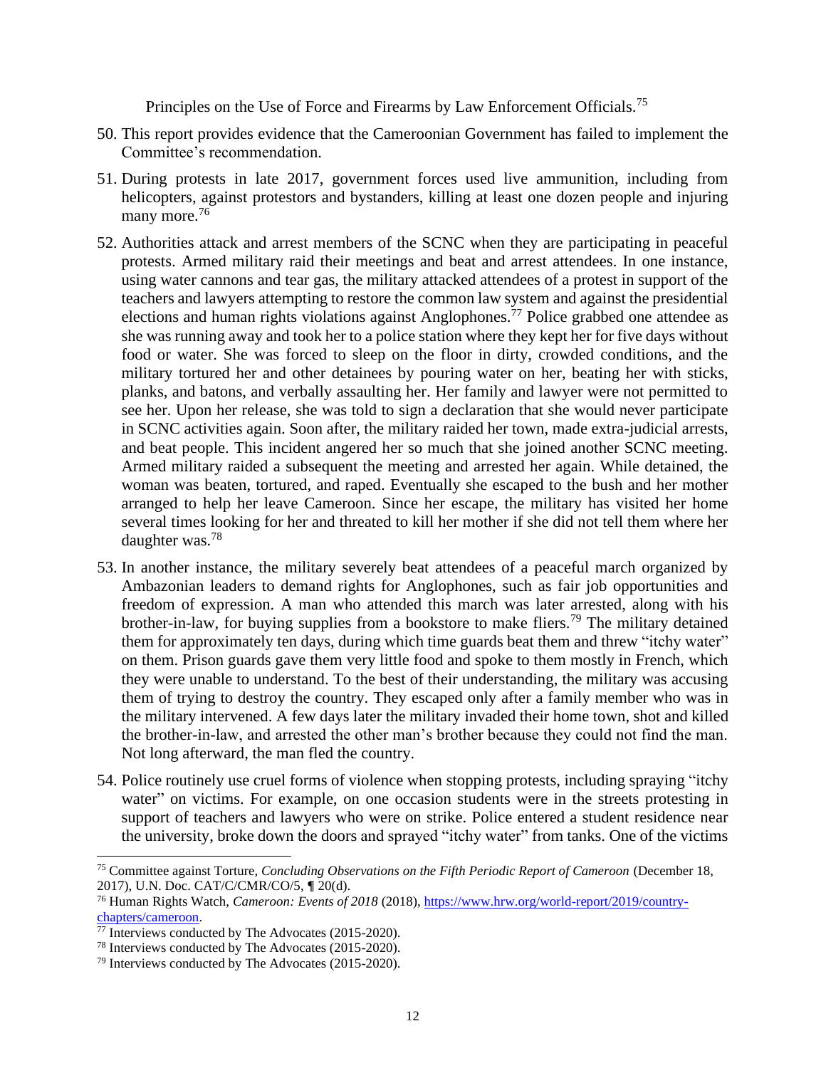Principles on the Use of Force and Firearms by Law Enforcement Officials.[75]

50. This report provides evidence that the Cameroonian Government has failed to implement the Committee's recommendation.

51. During protests in late 2017, government forces used live ammunition, including from helicopters, against protestors and bystanders, killing at least one dozen people and injuring many more.[76]

52. Authorities attack and arrest members of the SCNC when they are participating in peaceful protests. Armed military raid their meetings and beat and arrest attendees. In one instance, using water cannons and tear gas, the military attacked attendees of a protest in support of the teachers and lawyers attempting to restore the common law system and against the presidential elections and human rights violations against Anglophones.[77] Police grabbed one attendee as she was running away and took her to a police station where they kept her for five days without food or water. She was forced to sleep on the floor in dirty, crowded conditions, and the military tortured her and other detainees by pouring water on her, beating her with sticks, planks, and batons, and verbally assaulting her. Her family and lawyer were not permitted to see her. Upon her release, she was told to sign a declaration that she would never participate in SCNC activities again. Soon after, the military raided her town, made extra-judicial arrests, and beat people. This incident angered her so much that she joined another SCNC meeting. Armed military raided a subsequent the meeting and arrested her again. While detained, the woman was beaten, tortured, and raped. Eventually she escaped to the bush and her mother arranged to help her leave Cameroon. Since her escape, the military has visited her home several times looking for her and threated to kill her mother if she did not tell them where her daughter was.[78]

53. In another instance, the military severely beat attendees of a peaceful march organized by Ambazonian leaders to demand rights for Anglophones, such as fair job opportunities and freedom of expression. A man who attended this march was later arrested, along with his brother-in-law, for buying supplies from a bookstore to make fliers.[79] The military detained them for approximately ten days, during which time guards beat them and threw "itchy water" on them. Prison guards gave them very little food and spoke to them mostly in French, which they were unable to understand. To the best of their understanding, the military was accusing them of trying to destroy the country. They escaped only after a family member who was in the military intervened. A few days later the military invaded their home town, shot and killed the brother-in-law, and arrested the other man's brother because they could not find the man. Not long afterward, the man fled the country.

54. Police routinely use cruel forms of violence when stopping protests, including spraying "itchy water" on victims. For example, on one occasion students were in the streets protesting in support of teachers and lawyers who were on strike. Police entered a student residence near the university, broke down the doors and sprayed "itchy water" from tanks. One of the victims

---

[75] Committee against Torture, *Concluding Observations on the Fifth Periodic Report of Cameroon* (December 18, 2017), U.N. Doc. CAT/C/CMR/CO/5, ¶ 20(d).

[76] Human Rights Watch, *Cameroon: Events of 2018* (2018), https://www.hrw.org/world-report/2019/country-chapters/cameroon.

[77] Interviews conducted by The Advocates (2015-2020).

[78] Interviews conducted by The Advocates (2015-2020).

[79] Interviews conducted by The Advocates (2015-2020).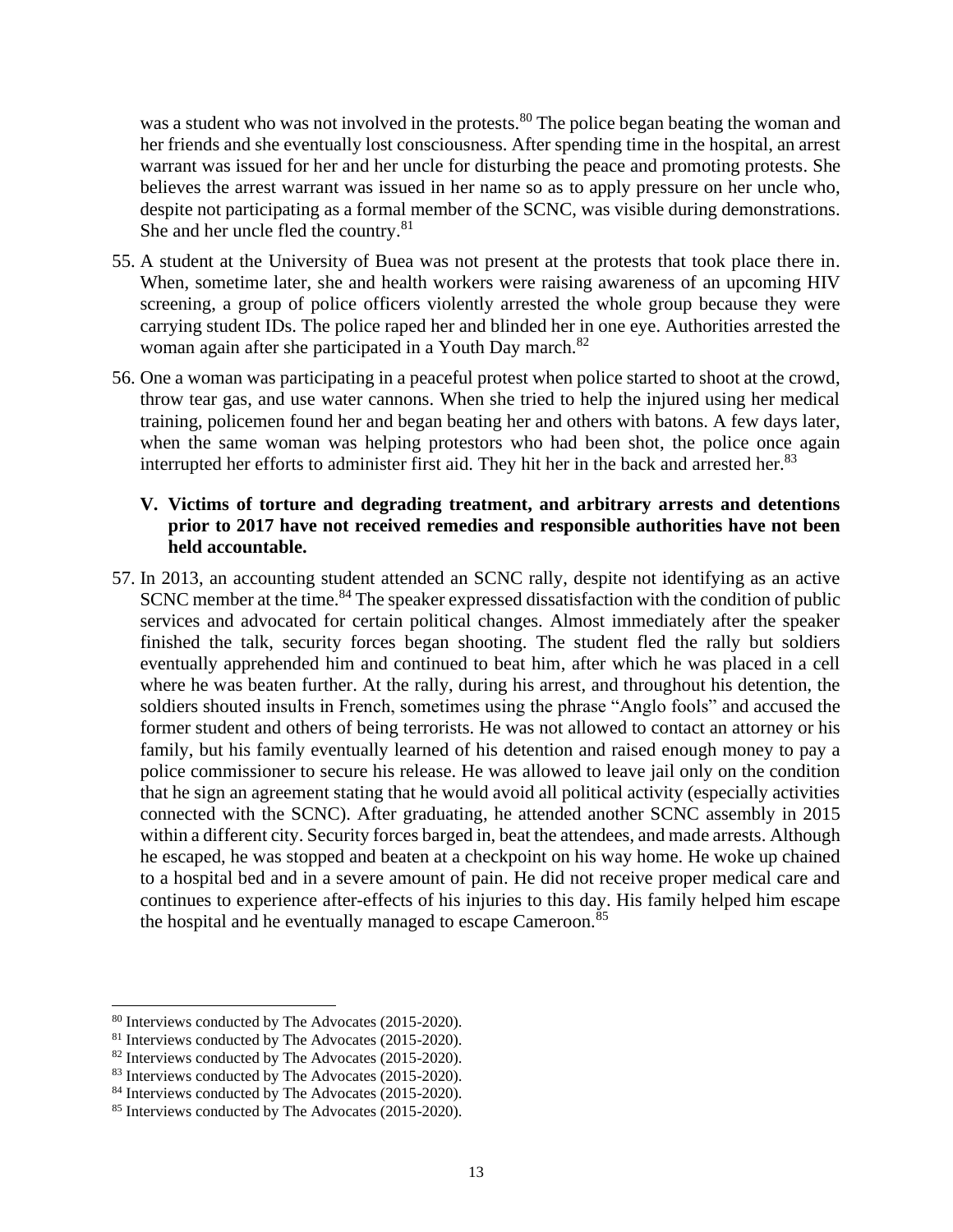was a student who was not involved in the protests.[80] The police began beating the woman and her friends and she eventually lost consciousness. After spending time in the hospital, an arrest warrant was issued for her and her uncle for disturbing the peace and promoting protests. She believes the arrest warrant was issued in her name so as to apply pressure on her uncle who, despite not participating as a formal member of the SCNC, was visible during demonstrations. She and her uncle fled the country.[81]

55. A student at the University of Buea was not present at the protests that took place there in. When, sometime later, she and health workers were raising awareness of an upcoming HIV screening, a group of police officers violently arrested the whole group because they were carrying student IDs. The police raped her and blinded her in one eye. Authorities arrested the woman again after she participated in a Youth Day march.[82]

56. One a woman was participating in a peaceful protest when police started to shoot at the crowd, throw tear gas, and use water cannons. When she tried to help the injured using her medical training, policemen found her and began beating her and others with batons. A few days later, when the same woman was helping protestors who had been shot, the police once again interrupted her efforts to administer first aid. They hit her in the back and arrested her.[83]

## V. Victims of torture and degrading treatment, and arbitrary arrests and detentions prior to 2017 have not received remedies and responsible authorities have not been held accountable.

57. In 2013, an accounting student attended an SCNC rally, despite not identifying as an active SCNC member at the time.[84] The speaker expressed dissatisfaction with the condition of public services and advocated for certain political changes. Almost immediately after the speaker finished the talk, security forces began shooting. The student fled the rally but soldiers eventually apprehended him and continued to beat him, after which he was placed in a cell where he was beaten further. At the rally, during his arrest, and throughout his detention, the soldiers shouted insults in French, sometimes using the phrase "Anglo fools" and accused the former student and others of being terrorists. He was not allowed to contact an attorney or his family, but his family eventually learned of his detention and raised enough money to pay a police commissioner to secure his release. He was allowed to leave jail only on the condition that he sign an agreement stating that he would avoid all political activity (especially activities connected with the SCNC). After graduating, he attended another SCNC assembly in 2015 within a different city. Security forces barged in, beat the attendees, and made arrests. Although he escaped, he was stopped and beaten at a checkpoint on his way home. He woke up chained to a hospital bed and in a severe amount of pain. He did not receive proper medical care and continues to experience after-effects of his injuries to this day. His family helped him escape the hospital and he eventually managed to escape Cameroon.[85]

---

[80] Interviews conducted by The Advocates (2015-2020).
[81] Interviews conducted by The Advocates (2015-2020).
[82] Interviews conducted by The Advocates (2015-2020).
[83] Interviews conducted by The Advocates (2015-2020).
[84] Interviews conducted by The Advocates (2015-2020).
[85] Interviews conducted by The Advocates (2015-2020).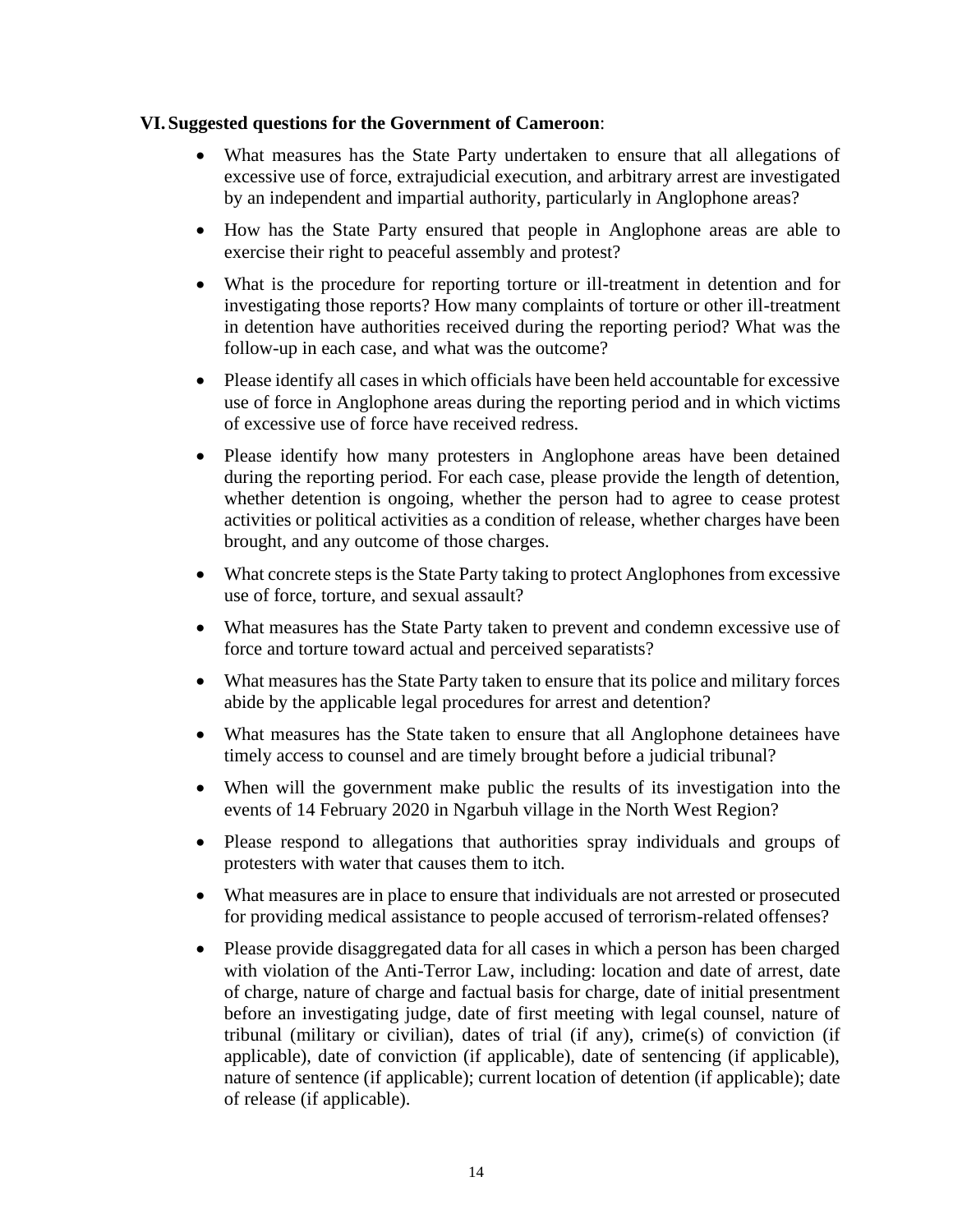## VI. Suggested questions for the Government of Cameroon:

- What measures has the State Party undertaken to ensure that all allegations of excessive use of force, extrajudicial execution, and arbitrary arrest are investigated by an independent and impartial authority, particularly in Anglophone areas?
- How has the State Party ensured that people in Anglophone areas are able to exercise their right to peaceful assembly and protest?
- What is the procedure for reporting torture or ill-treatment in detention and for investigating those reports? How many complaints of torture or other ill-treatment in detention have authorities received during the reporting period? What was the follow-up in each case, and what was the outcome?
- Please identify all cases in which officials have been held accountable for excessive use of force in Anglophone areas during the reporting period and in which victims of excessive use of force have received redress.
- Please identify how many protesters in Anglophone areas have been detained during the reporting period. For each case, please provide the length of detention, whether detention is ongoing, whether the person had to agree to cease protest activities or political activities as a condition of release, whether charges have been brought, and any outcome of those charges.
- What concrete steps is the State Party taking to protect Anglophones from excessive use of force, torture, and sexual assault?
- What measures has the State Party taken to prevent and condemn excessive use of force and torture toward actual and perceived separatists?
- What measures has the State Party taken to ensure that its police and military forces abide by the applicable legal procedures for arrest and detention?
- What measures has the State taken to ensure that all Anglophone detainees have timely access to counsel and are timely brought before a judicial tribunal?
- When will the government make public the results of its investigation into the events of 14 February 2020 in Ngarbuh village in the North West Region?
- Please respond to allegations that authorities spray individuals and groups of protesters with water that causes them to itch.
- What measures are in place to ensure that individuals are not arrested or prosecuted for providing medical assistance to people accused of terrorism-related offenses?
- Please provide disaggregated data for all cases in which a person has been charged with violation of the Anti-Terror Law, including: location and date of arrest, date of charge, nature of charge and factual basis for charge, date of initial presentment before an investigating judge, date of first meeting with legal counsel, nature of tribunal (military or civilian), dates of trial (if any), crime(s) of conviction (if applicable), date of conviction (if applicable), date of sentencing (if applicable), nature of sentence (if applicable); current location of detention (if applicable); date of release (if applicable).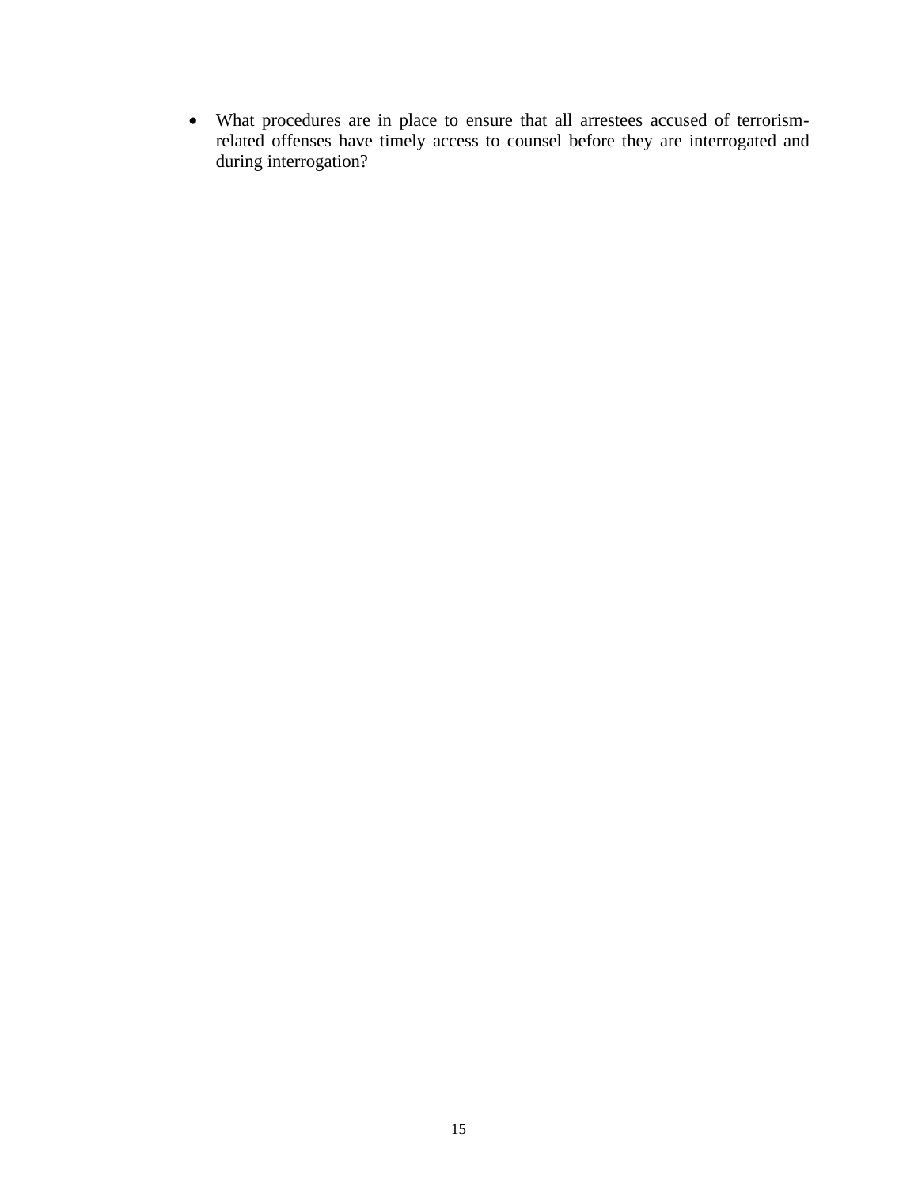- What procedures are in place to ensure that all arrestees accused of terrorism-related offenses have timely access to counsel before they are interrogated and during interrogation?